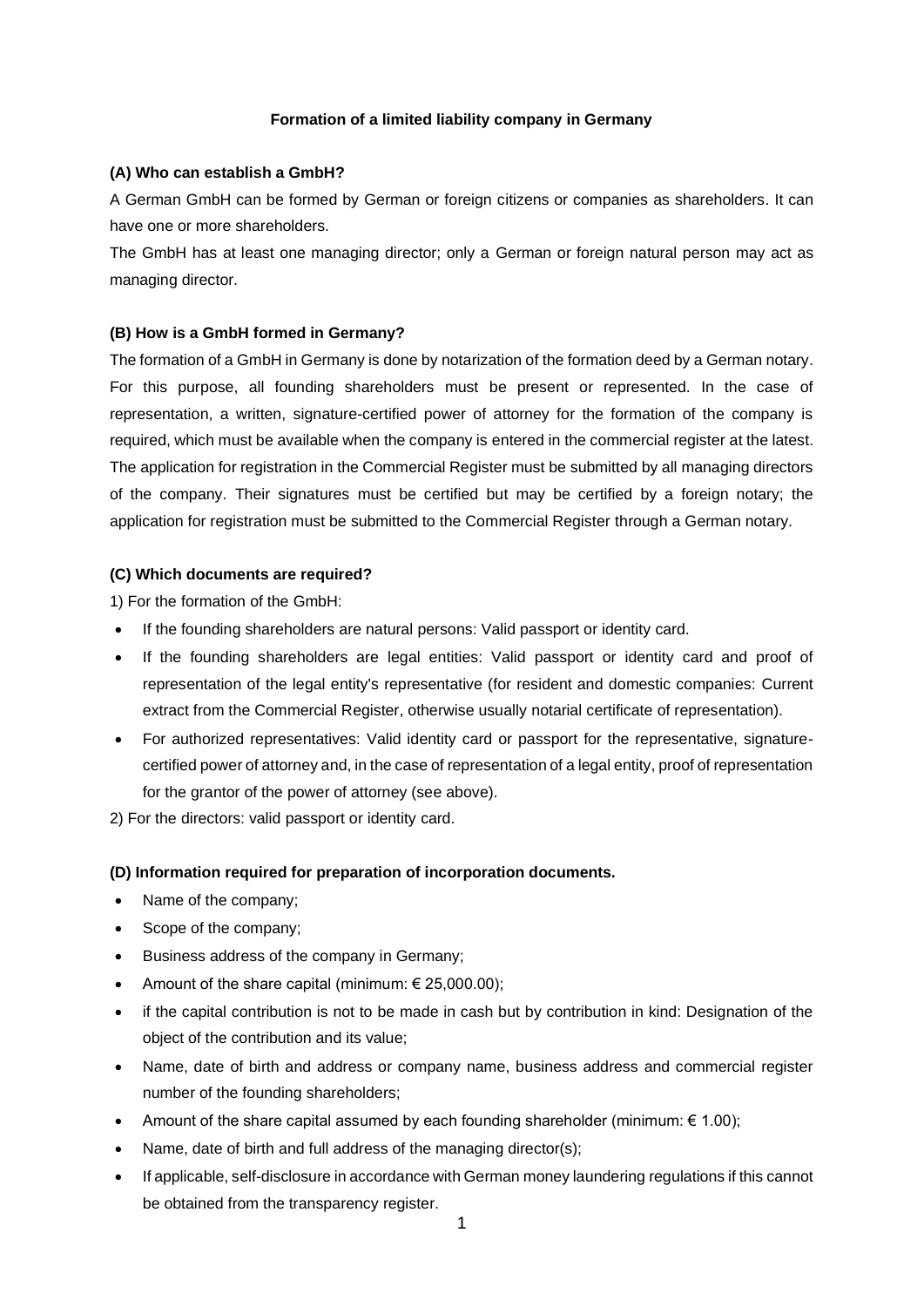# Formation of a limited liability company in Germany

### (A) Who can establish a GmbH?

A German GmbH can be formed by German or foreign citizens or companies as shareholders. It can have one or more shareholders.

The GmbH has at least one managing director; only a German or foreign natural person may act as managing director.

### (B) How is a GmbH formed in Germany?

The formation of a GmbH in Germany is done by notarization of the formation deed by a German notary. For this purpose, all founding shareholders must be present or represented. In the case of representation, a written, signature-certified power of attorney for the formation of the company is required, which must be available when the company is entered in the commercial register at the latest. The application for registration in the Commercial Register must be submitted by all managing directors of the company. Their signatures must be certified but may be certified by a foreign notary; the application for registration must be submitted to the Commercial Register through a German notary.

### (C) Which documents are required?

1) For the formation of the GmbH:

- If the founding shareholders are natural persons: Valid passport or identity card.
- If the founding shareholders are legal entities: Valid passport or identity card and proof of representation of the legal entity's representative (for resident and domestic companies: Current extract from the Commercial Register, otherwise usually notarial certificate of representation).
- For authorized representatives: Valid identity card or passport for the representative, signature-certified power of attorney and, in the case of representation of a legal entity, proof of representation for the grantor of the power of attorney (see above).

2) For the directors: valid passport or identity card.

### (D) Information required for preparation of incorporation documents.

- Name of the company;
- Scope of the company;
- Business address of the company in Germany;
- Amount of the share capital (minimum: € 25,000.00);
- if the capital contribution is not to be made in cash but by contribution in kind: Designation of the object of the contribution and its value;
- Name, date of birth and address or company name, business address and commercial register number of the founding shareholders;
- Amount of the share capital assumed by each founding shareholder (minimum: € 1.00);
- Name, date of birth and full address of the managing director(s);
- If applicable, self-disclosure in accordance with German money laundering regulations if this cannot be obtained from the transparency register.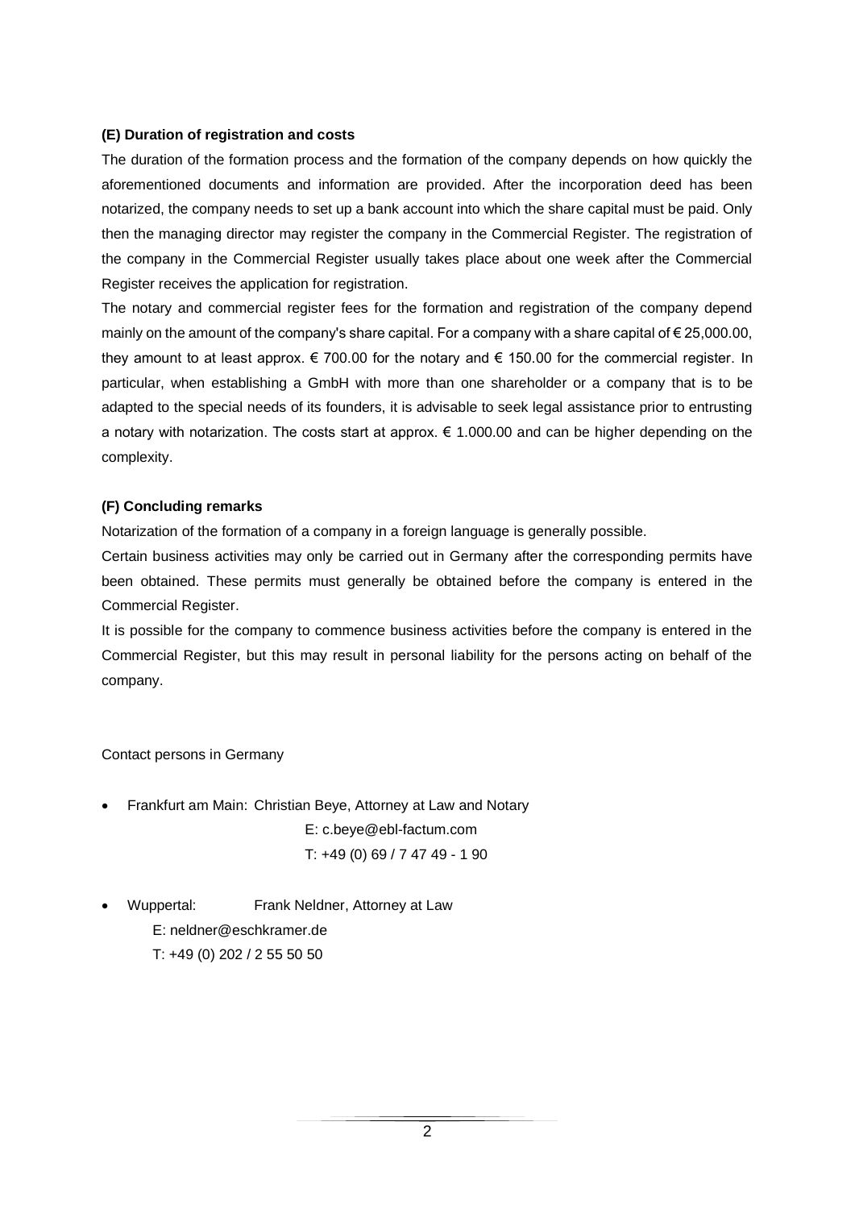**(E) Duration of registration and costs**

The duration of the formation process and the formation of the company depends on how quickly the aforementioned documents and information are provided. After the incorporation deed has been notarized, the company needs to set up a bank account into which the share capital must be paid. Only then the managing director may register the company in the Commercial Register. The registration of the company in the Commercial Register usually takes place about one week after the Commercial Register receives the application for registration.

The notary and commercial register fees for the formation and registration of the company depend mainly on the amount of the company's share capital. For a company with a share capital of € 25,000.00, they amount to at least approx. € 700.00 for the notary and € 150.00 for the commercial register. In particular, when establishing a GmbH with more than one shareholder or a company that is to be adapted to the special needs of its founders, it is advisable to seek legal assistance prior to entrusting a notary with notarization. The costs start at approx. € 1.000.00 and can be higher depending on the complexity.

**(F) Concluding remarks**

Notarization of the formation of a company in a foreign language is generally possible.

Certain business activities may only be carried out in Germany after the corresponding permits have been obtained. These permits must generally be obtained before the company is entered in the Commercial Register.

It is possible for the company to commence business activities before the company is entered in the Commercial Register, but this may result in personal liability for the persons acting on behalf of the company.

Contact persons in Germany

- Frankfurt am Main: Christian Beye, Attorney at Law and Notary
  E: c.beye@ebl-factum.com
  T: +49 (0) 69 / 7 47 49 - 1 90

- Wuppertal: Frank Neldner, Attorney at Law
  E: neldner@eschkramer.de
  T: +49 (0) 202 / 2 55 50 50